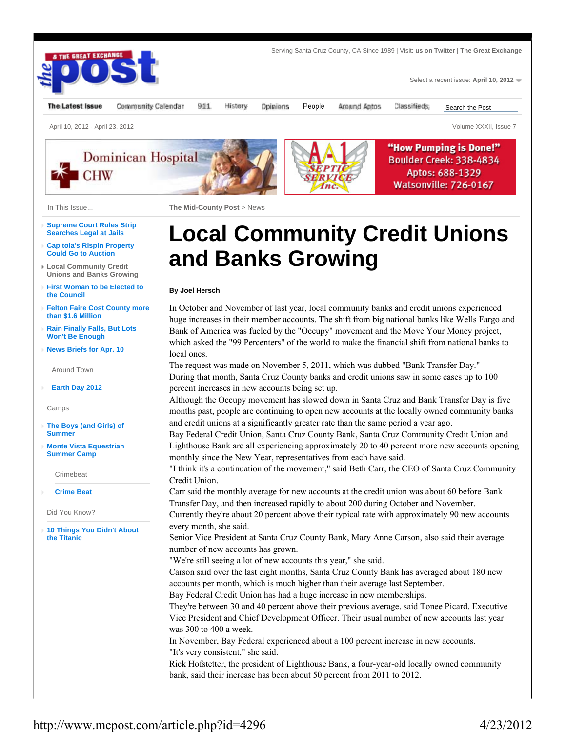Serving Santa Cruz County, CA Since 1989 | Visit: us on Twitter | The Great Exchange

Select a recent issue: April 10, 2012

The Latest Issue | Community Calendar | 911 | History | Opinions | People | Around Aptos | Classifieds | Search the Post

April 10, 2012 - April 23, 2012

Volume XXXII, Issue 7

In This Issue...

- Supreme Court Rules Strip Searches Legal at Jails
- Capitola's Rispin Property Could Go to Auction
- Local Community Credit Unions and Banks Growing
- First Woman to be Elected to the Council
- Felton Faire Cost County more than $1.6 Million
- Rain Finally Falls, But Lots Won't Be Enough
- News Briefs for Apr. 10

Around Town

- Earth Day 2012

Camps

- The Boys (and Girls) of Summer
- Monte Vista Equestrian Summer Camp

Crimebeat

- Crime Beat

Did You Know?

- 10 Things You Didn't About the Titanic

The Mid-County Post > News

# Local Community Credit Unions and Banks Growing

**By Joel Hersch**

In October and November of last year, local community banks and credit unions experienced huge increases in their member accounts. The shift from big national banks like Wells Fargo and Bank of America was fueled by the "Occupy" movement and the Move Your Money project, which asked the "99 Percenters" of the world to make the financial shift from national banks to local ones.

The request was made on November 5, 2011, which was dubbed "Bank Transfer Day."

During that month, Santa Cruz County banks and credit unions saw in some cases up to 100 percent increases in new accounts being set up.

Although the Occupy movement has slowed down in Santa Cruz and Bank Transfer Day is five months past, people are continuing to open new accounts at the locally owned community banks and credit unions at a significantly greater rate than the same period a year ago.

Bay Federal Credit Union, Santa Cruz County Bank, Santa Cruz Community Credit Union and Lighthouse Bank are all experiencing approximately 20 to 40 percent more new accounts opening monthly since the New Year, representatives from each have said.

"I think it's a continuation of the movement," said Beth Carr, the CEO of Santa Cruz Community Credit Union.

Carr said the monthly average for new accounts at the credit union was about 60 before Bank Transfer Day, and then increased rapidly to about 200 during October and November.

Currently they're about 20 percent above their typical rate with approximately 90 new accounts every month, she said.

Senior Vice President at Santa Cruz County Bank, Mary Anne Carson, also said their average number of new accounts has grown.

"We're still seeing a lot of new accounts this year," she said.

Carson said over the last eight months, Santa Cruz County Bank has averaged about 180 new accounts per month, which is much higher than their average last September.

Bay Federal Credit Union has had a huge increase in new memberships.

They're between 30 and 40 percent above their previous average, said Tonee Picard, Executive Vice President and Chief Development Officer. Their usual number of new accounts last year was 300 to 400 a week.

In November, Bay Federal experienced about a 100 percent increase in new accounts.

"It's very consistent," she said.

Rick Hofstetter, the president of Lighthouse Bank, a four-year-old locally owned community bank, said their increase has been about 50 percent from 2011 to 2012.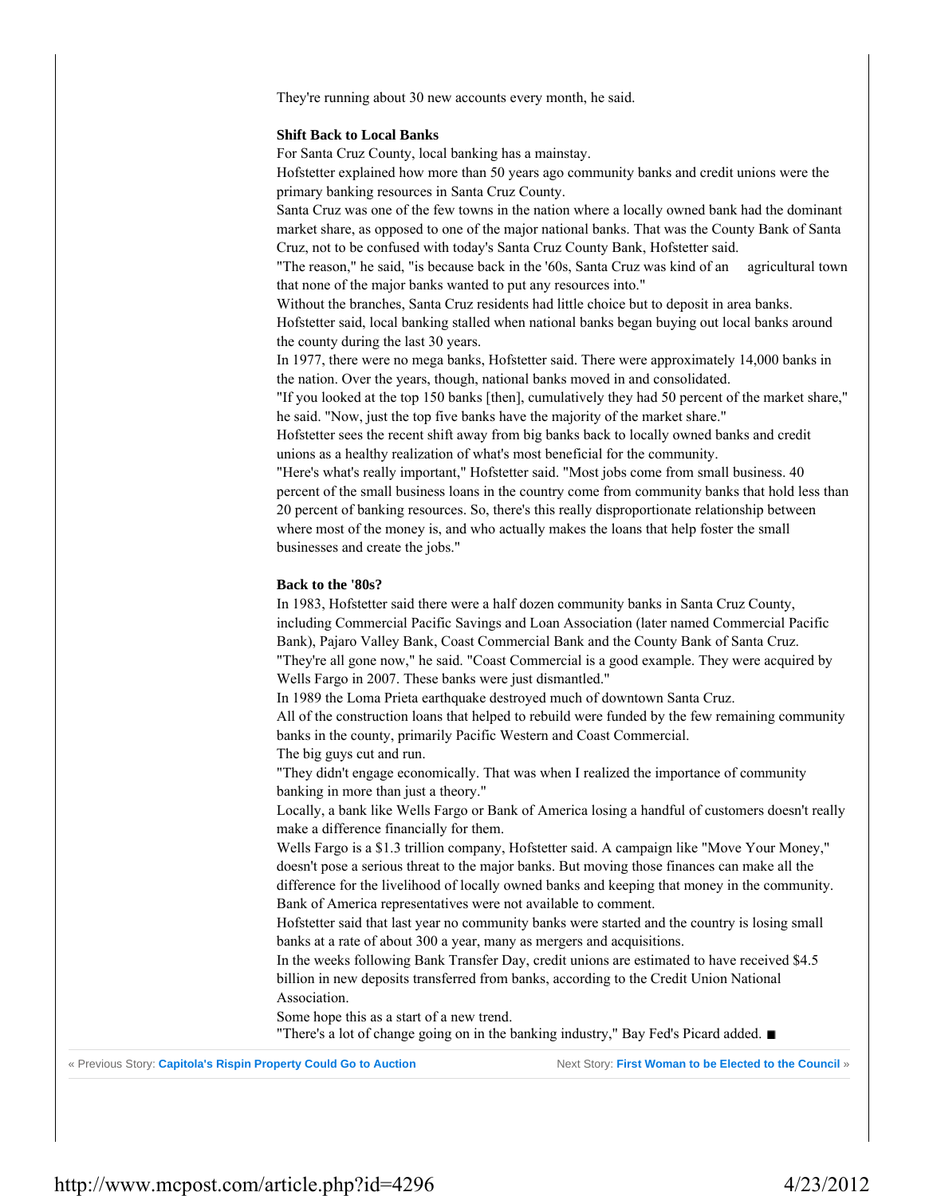They're running about 30 new accounts every month, he said.

**Shift Back to Local Banks**

For Santa Cruz County, local banking has a mainstay.

Hofstetter explained how more than 50 years ago community banks and credit unions were the primary banking resources in Santa Cruz County.

Santa Cruz was one of the few towns in the nation where a locally owned bank had the dominant market share, as opposed to one of the major national banks. That was the County Bank of Santa Cruz, not to be confused with today's Santa Cruz County Bank, Hofstetter said.

"The reason," he said, "is because back in the '60s, Santa Cruz was kind of an agricultural town that none of the major banks wanted to put any resources into."

Without the branches, Santa Cruz residents had little choice but to deposit in area banks.

Hofstetter said, local banking stalled when national banks began buying out local banks around the county during the last 30 years.

In 1977, there were no mega banks, Hofstetter said. There were approximately 14,000 banks in the nation. Over the years, though, national banks moved in and consolidated.

"If you looked at the top 150 banks [then], cumulatively they had 50 percent of the market share," he said. "Now, just the top five banks have the majority of the market share."

Hofstetter sees the recent shift away from big banks back to locally owned banks and credit unions as a healthy realization of what's most beneficial for the community.

"Here's what's really important," Hofstetter said. "Most jobs come from small business. 40 percent of the small business loans in the country come from community banks that hold less than 20 percent of banking resources. So, there's this really disproportionate relationship between where most of the money is, and who actually makes the loans that help foster the small businesses and create the jobs."

**Back to the '80s?**

In 1983, Hofstetter said there were a half dozen community banks in Santa Cruz County, including Commercial Pacific Savings and Loan Association (later named Commercial Pacific Bank), Pajaro Valley Bank, Coast Commercial Bank and the County Bank of Santa Cruz.

"They're all gone now," he said. "Coast Commercial is a good example. They were acquired by Wells Fargo in 2007. These banks were just dismantled."

In 1989 the Loma Prieta earthquake destroyed much of downtown Santa Cruz.

All of the construction loans that helped to rebuild were funded by the few remaining community banks in the county, primarily Pacific Western and Coast Commercial.

The big guys cut and run.

"They didn't engage economically. That was when I realized the importance of community banking in more than just a theory."

Locally, a bank like Wells Fargo or Bank of America losing a handful of customers doesn't really make a difference financially for them.

Wells Fargo is a $1.3 trillion company, Hofstetter said. A campaign like "Move Your Money," doesn't pose a serious threat to the major banks. But moving those finances can make all the difference for the livelihood of locally owned banks and keeping that money in the community.

Bank of America representatives were not available to comment.

Hofstetter said that last year no community banks were started and the country is losing small banks at a rate of about 300 a year, many as mergers and acquisitions.

In the weeks following Bank Transfer Day, credit unions are estimated to have received $4.5 billion in new deposits transferred from banks, according to the Credit Union National Association.

Some hope this as a start of a new trend.

"There's a lot of change going on in the banking industry," Bay Fed's Picard added. ■

« Previous Story: **Capitola's Rispin Property Could Go to Auction** Next Story: **First Woman to be Elected to the Council** »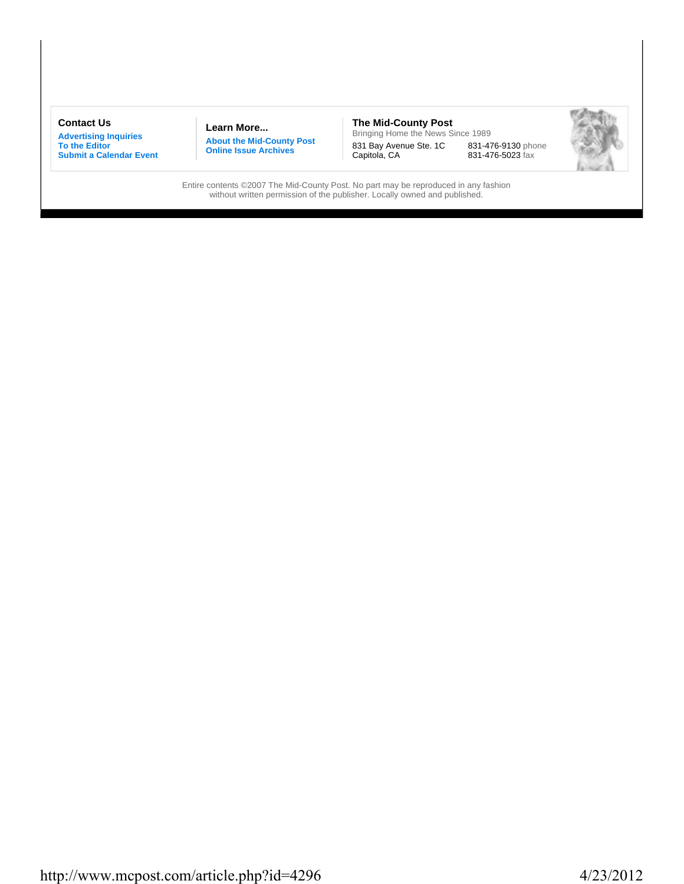**Contact Us**

Advertising Inquiries
To the Editor
Submit a Calendar Event

**Learn More...**

About the Mid-County Post
Online Issue Archives

**The Mid-County Post**

Bringing Home the News Since 1989

831 Bay Avenue Ste. 1C
Capitola, CA

831-476-9130 phone
831-476-5023 fax

Entire contents ©2007 The Mid-County Post. No part may be reproduced in any fashion without written permission of the publisher. Locally owned and published.